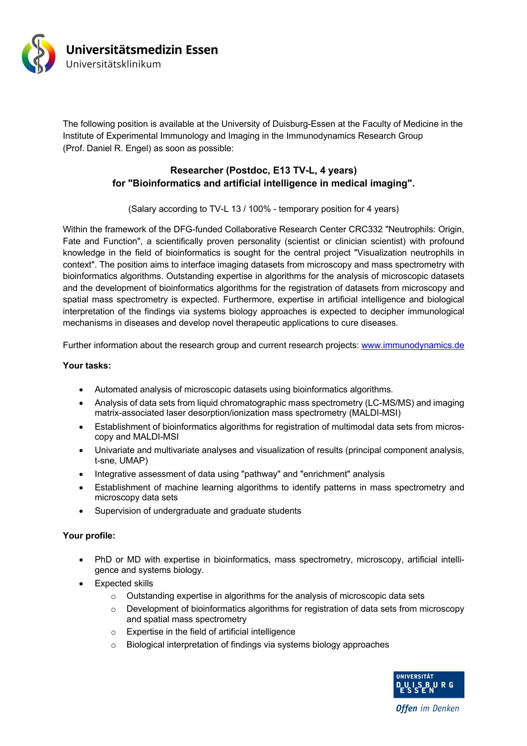**Universitätsmedizin Essen**
Universitätsklinikum

The following position is available at the University of Duisburg-Essen at the Faculty of Medicine in the Institute of Experimental Immunology and Imaging in the Immunodynamics Research Group (Prof. Daniel R. Engel) as soon as possible:

## Researcher (Postdoc, E13 TV-L, 4 years) for "Bioinformatics and artificial intelligence in medical imaging".

(Salary according to TV-L 13 / 100% - temporary position for 4 years)

Within the framework of the DFG-funded Collaborative Research Center CRC332 "Neutrophils: Origin, Fate and Function", a scientifically proven personality (scientist or clinician scientist) with profound knowledge in the field of bioinformatics is sought for the central project "Visualization neutrophils in context". The position aims to interface imaging datasets from microscopy and mass spectrometry with bioinformatics algorithms. Outstanding expertise in algorithms for the analysis of microscopic datasets and the development of bioinformatics algorithms for the registration of datasets from microscopy and spatial mass spectrometry is expected. Furthermore, expertise in artificial intelligence and biological interpretation of the findings via systems biology approaches is expected to decipher immunological mechanisms in diseases and develop novel therapeutic applications to cure diseases.

Further information about the research group and current research projects: [www.immunodynamics.de](http://www.immunodynamics.de)

**Your tasks:**

- Automated analysis of microscopic datasets using bioinformatics algorithms.
- Analysis of data sets from liquid chromatographic mass spectrometry (LC-MS/MS) and imaging matrix-associated laser desorption/ionization mass spectrometry (MALDI-MSI)
- Establishment of bioinformatics algorithms for registration of multimodal data sets from microscopy and MALDI-MSI
- Univariate and multivariate analyses and visualization of results (principal component analysis, t-sne, UMAP)
- Integrative assessment of data using "pathway" and "enrichment" analysis
- Establishment of machine learning algorithms to identify patterns in mass spectrometry and microscopy data sets
- Supervision of undergraduate and graduate students

**Your profile:**

- PhD or MD with expertise in bioinformatics, mass spectrometry, microscopy, artificial intelligence and systems biology.
- Expected skills
  - Outstanding expertise in algorithms for the analysis of microscopic data sets
  - Development of bioinformatics algorithms for registration of data sets from microscopy and spatial mass spectrometry
  - Expertise in the field of artificial intelligence
  - Biological interpretation of findings via systems biology approaches

UNIVERSITÄT DUISBURG ESSEN
*Offen im Denken*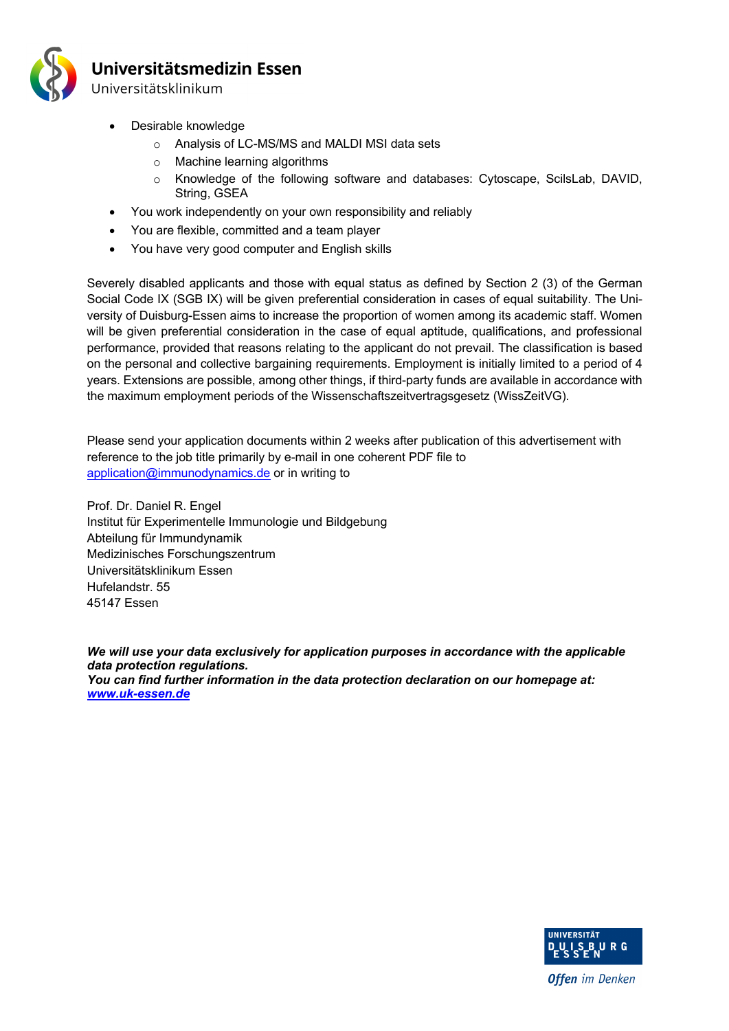- Desirable knowledge
  - Analysis of LC-MS/MS and MALDI MSI data sets
  - Machine learning algorithms
  - Knowledge of the following software and databases: Cytoscape, ScilsLab, DAVID, String, GSEA
- You work independently on your own responsibility and reliably
- You are flexible, committed and a team player
- You have very good computer and English skills

Severely disabled applicants and those with equal status as defined by Section 2 (3) of the German Social Code IX (SGB IX) will be given preferential consideration in cases of equal suitability. The University of Duisburg-Essen aims to increase the proportion of women among its academic staff. Women will be given preferential consideration in the case of equal aptitude, qualifications, and professional performance, provided that reasons relating to the applicant do not prevail. The classification is based on the personal and collective bargaining requirements. Employment is initially limited to a period of 4 years. Extensions are possible, among other things, if third-party funds are available in accordance with the maximum employment periods of the Wissenschaftszeitvertragsgesetz (WissZeitVG).

Please send your application documents within 2 weeks after publication of this advertisement with reference to the job title primarily by e-mail in one coherent PDF file to application@immunodynamics.de or in writing to

Prof. Dr. Daniel R. Engel
Institut für Experimentelle Immunologie und Bildgebung
Abteilung für Immundynamik
Medizinisches Forschungszentrum
Universitätsklinikum Essen
Hufelandstr. 55
45147 Essen

***We will use your data exclusively for application purposes in accordance with the applicable data protection regulations.***
***You can find further information in the data protection declaration on our homepage at: www.uk-essen.de***